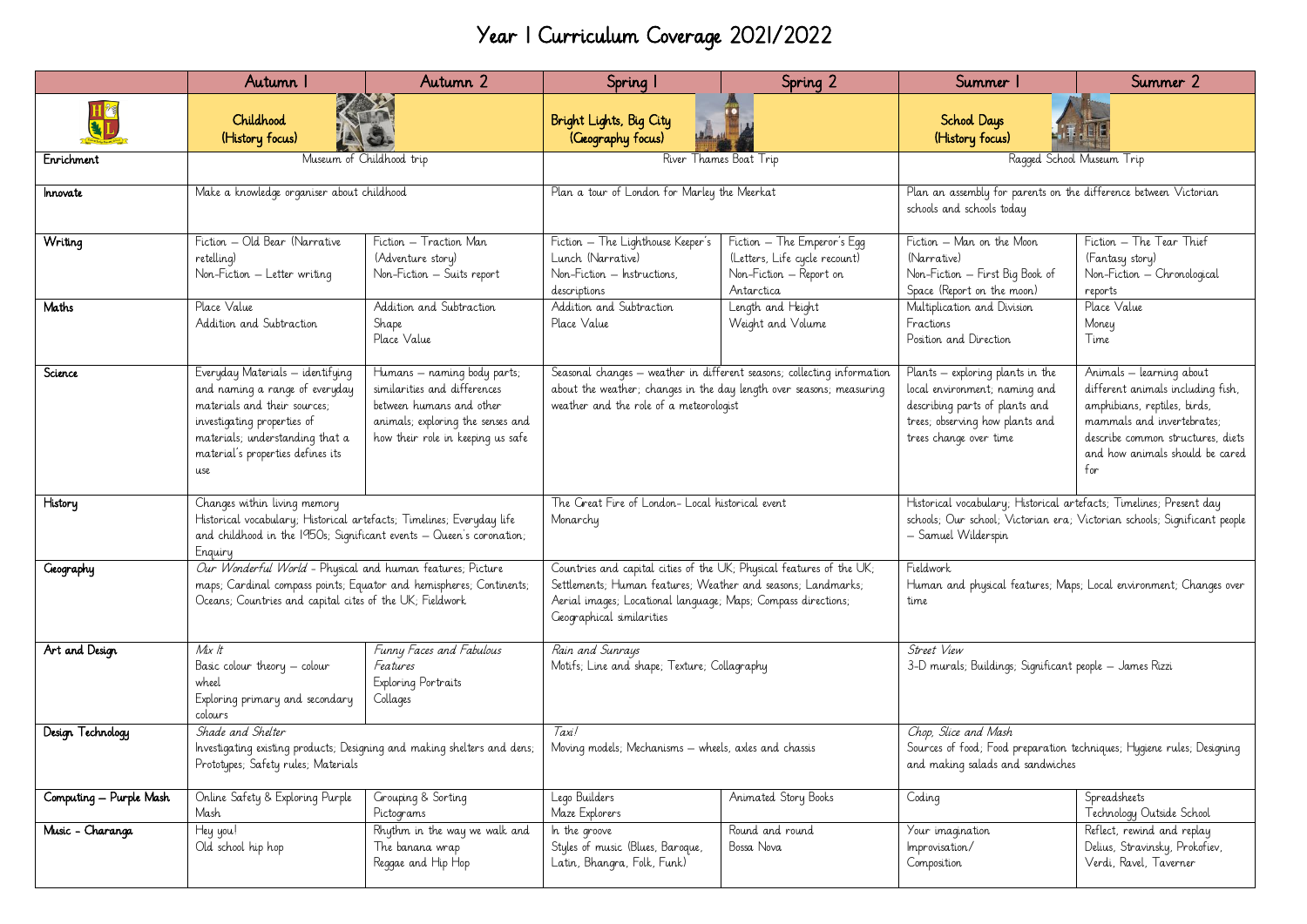# Year 1 Curriculum Coverage 2021/2022

| | Autumn 1 | Autumn 2 | Spring 1 | Spring 2 | Summer 1 | Summer 2 |
|---|---|---|---|---|---|---|
| | Childhood (History focus) | | Bright Lights, Big City (Geography focus) | | School Days (History focus) | |
| Enrichment | Museum of Childhood trip | | River Thames Boat Trip | | Ragged School Museum Trip | |
| Innovate | Make a knowledge organiser about childhood | | Plan a tour of London for Marley the Meerkat | | Plan an assembly for parents on the difference between Victorian schools and schools today | |
| Writing | Fiction – Old Bear (Narrative retelling)<br>Non-Fiction – Letter writing | Fiction – Traction Man (Adventure story)<br>Non-Fiction – Suits report | Fiction – The Lighthouse Keeper's Lunch (Narrative)<br>Non-Fiction – Instructions, descriptions | Fiction – The Emperor's Egg (Letters, Life cycle recount)<br>Non-Fiction – Report on Antarctica | Fiction – Man on the Moon (Narrative)<br>Non-Fiction – First Big Book of Space (Report on the moon) | Fiction – The Tear Thief (Fantasy story)<br>Non-Fiction – Chronological reports |
| Maths | Place Value<br>Addition and Subtraction | Addition and Subtraction<br>Shape<br>Place Value | Addition and Subtraction<br>Place Value | Length and Height<br>Weight and Volume | Multiplication and Division<br>Fractions<br>Position and Direction | Place Value<br>Money<br>Time |
| Science | Everyday Materials – identifying and naming a range of everyday materials and their sources; investigating properties of materials; understanding that a material's properties defines its use | Humans – naming body parts; similarities and differences between humans and other animals; exploring the senses and how their role in keeping us safe | Seasonal changes – weather in different seasons; collecting information about the weather; changes in the day length over seasons; measuring weather and the role of a meteorologist | | Plants – exploring plants in the local environment; naming and describing parts of plants and trees; observing how plants and trees change over time | Animals – learning about different animals including fish, amphibians, reptiles, birds, mammals and invertebrates; describe common structures, diets and how animals should be cared for |
| History | Changes within living memory<br>Historical vocabulary; Historical artefacts; Timelines; Everyday life and childhood in the 1950s; Significant events – Queen's coronation; Enquiry | | The Great Fire of London- Local historical event<br>Monarchy | | Historical vocabulary; Historical artefacts; Timelines; Present day schools; Our school; Victorian era; Victorian schools; Significant people – Samuel Wilderspin | |
| Geography | *Our Wonderful World* - Physical and human features; Picture maps; Cardinal compass points; Equator and hemispheres; Continents; Oceans; Countries and capital cites of the UK; Fieldwork | | Countries and capital cities of the UK; Physical features of the UK; Settlements; Human features; Weather and seasons; Landmarks; Aerial images; Locational language; Maps; Compass directions; Geographical similarities | | Fieldwork<br>Human and physical features; Maps; Local environment; Changes over time | |
| Art and Design | *Mix It*<br>Basic colour theory – colour wheel<br>Exploring primary and secondary colours | *Funny Faces and Fabulous Features*<br>Exploring Portraits<br>Collages | *Rain and Sunrays*<br>Motifs; Line and shape; Texture; Collagraphy | | *Street View*<br>3-D murals; Buildings; Significant people – James Rizzi | |
| Design Technology | *Shade and Shelter*<br>Investigating existing products; Designing and making shelters and dens; Prototypes; Safety rules; Materials | | *Taxi!*<br>Moving models; Mechanisms – wheels, axles and chassis | | *Chop, Slice and Mash*<br>Sources of food; Food preparation techniques; Hygiene rules; Designing and making salads and sandwiches | |
| Computing – Purple Mash | Online Safety & Exploring Purple Mash | Grouping & Sorting<br>Pictograms | Lego Builders<br>Maze Explorers | Animated Story Books | Coding | Spreadsheets<br>Technology Outside School |
| Music - Charanga | Hey you!<br>Old school hip hop | Rhythm in the way we walk and The banana wrap<br>Reggae and Hip Hop | In the groove<br>Styles of music (Blues, Baroque, Latin, Bhangra, Folk, Funk) | Round and round<br>Bossa Nova | Your imagination<br>Improvisation/<br>Composition | Reflect, rewind and replay<br>Delius, Stravinsky, Prokofiev, Verdi, Ravel, Taverner |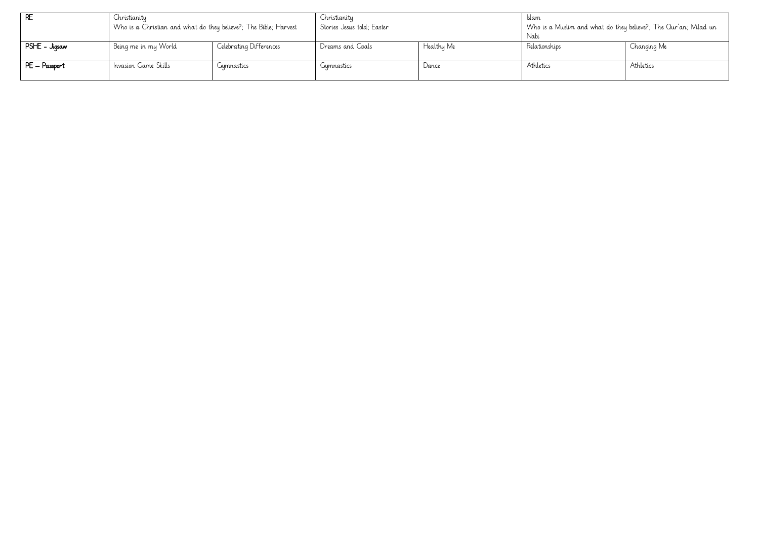| | | | | | | |
|---|---|---|---|---|---|---|
| RE | Christianity<br>Who is a Christian and what do they believe?; The Bible; Harvest | | Christianity<br>Stories Jesus told; Easter | | Islam<br>Who is a Muslim and what do they believe?; The Qur'an; Milad un Nabi | |
| **PSHE – Jigsaw** | Being me in my World | Celebrating Differences | Dreams and Goals | Healthy Me | Relationships | Changing Me |
| **PE – Passport** | Invasion Game Skills | Gymnastics | Gymnastics | Dance | Athletics | Athletics |